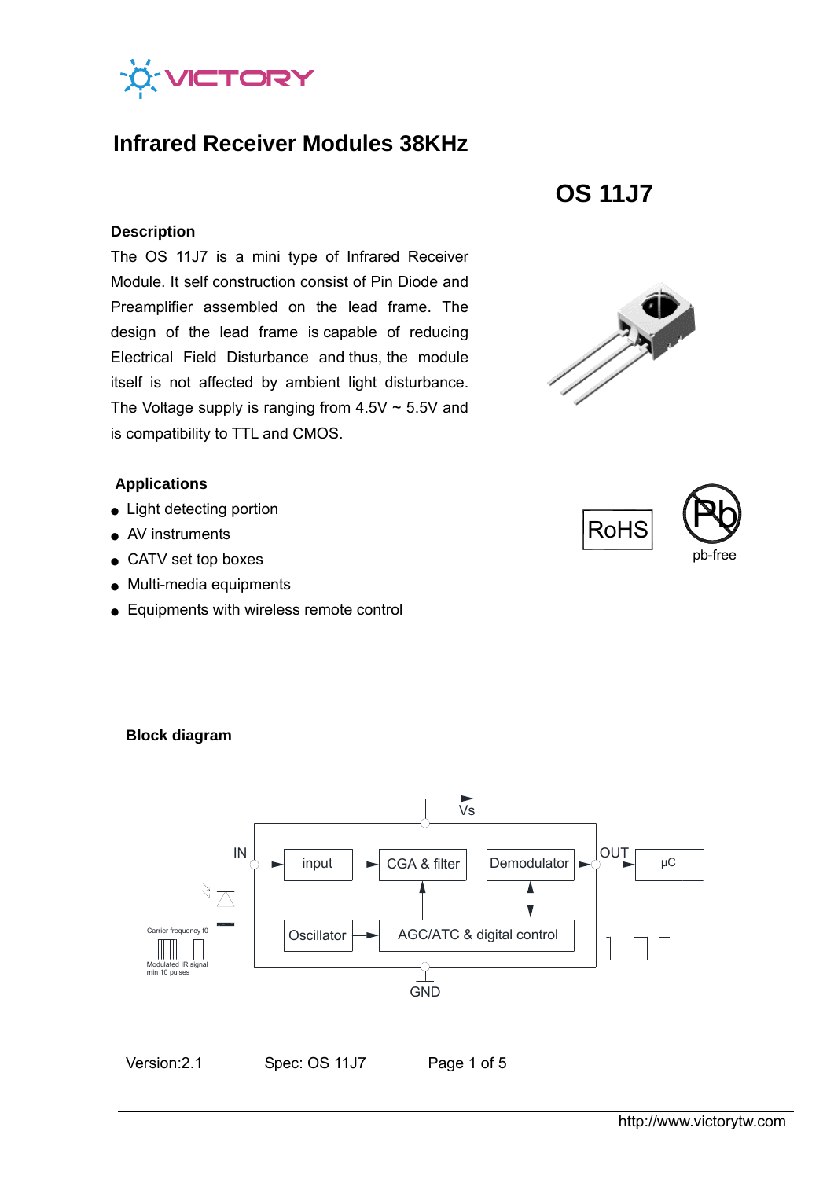# Infrared Receiver Modules 38KHz

## OS 11J7

### Description

The OS 11J7 is a mini type of Infrared Receiver Module. It self construction consist of Pin Diode and Preamplifier assembled on the lead frame. The design of the lead frame is capable of reducing Electrical Field Disturbance and thus, the module itself is not affected by ambient light disturbance. The Voltage supply is ranging from 4.5V ~ 5.5V and is compatibility to TTL and CMOS.

RoHS

pb-free

### Applications

- Light detecting portion
- AV instruments
- CATV set top boxes
- Multi-media equipments
- Equipments with wireless remote control

### Block diagram

Vs

IN → input → CGA & filter → Demodulator → OUT → μC

Oscillator → AGC/ATC & digital control

GND

Carrier frequency f0

Modulated IR signal min 10 pulses

Version:2.1 Spec: OS 11J7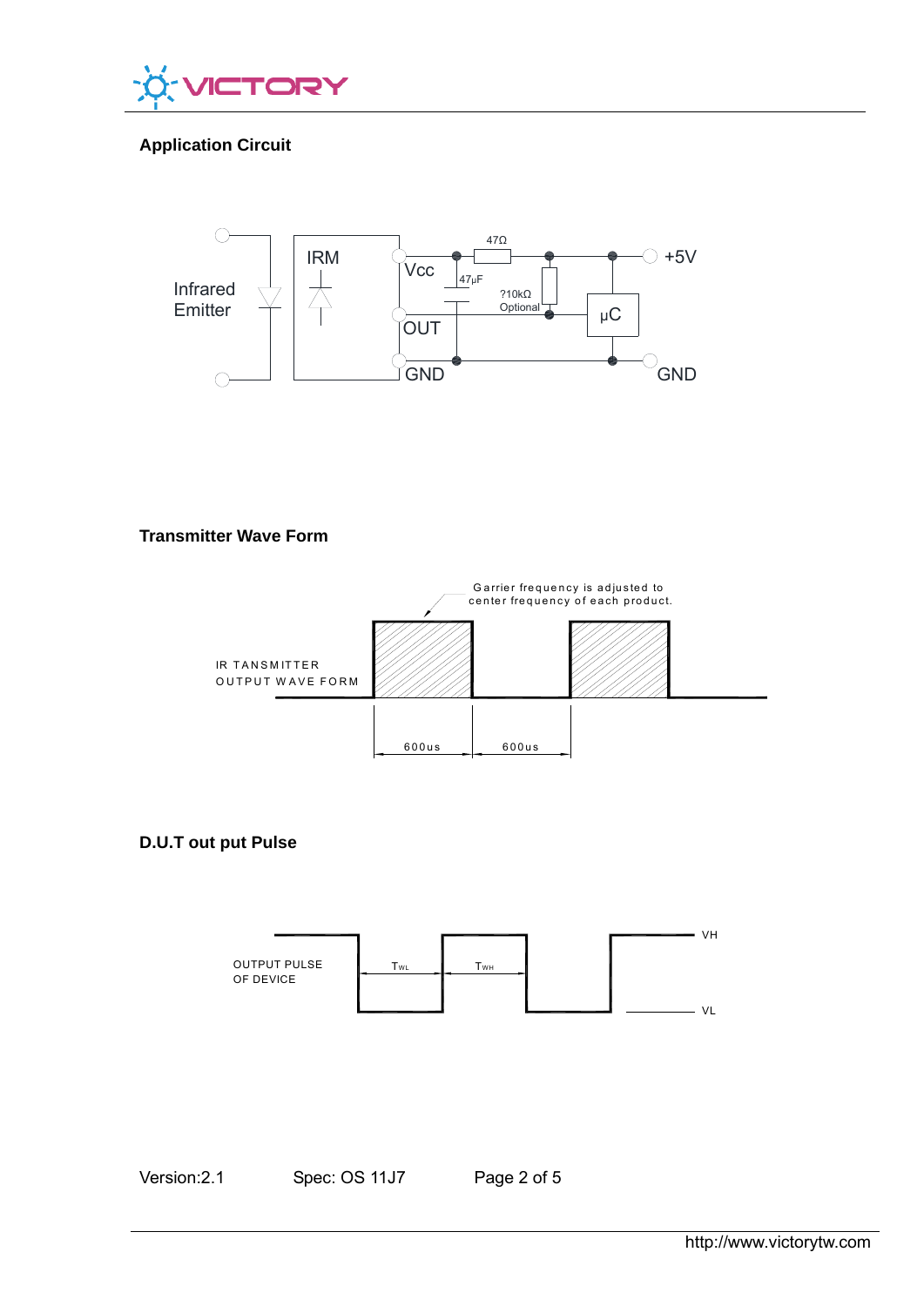## Application Circuit

Infrared Emitter

IRM

Vcc

OUT

GND

47Ω

47μF

?10kΩ Optional

μC

+5V

GND

## Transmitter Wave Form

Garrier frequency is adjusted to center frequency of each product.

IR TANSMITTER OUTPUT WAVE FORM

600us

600us

## D.U.T out put Pulse

OUTPUT PULSE OF DEVICE

$T_{WL}$

$T_{WH}$

VH

VL

Version:2.1 Spec: OS 11J7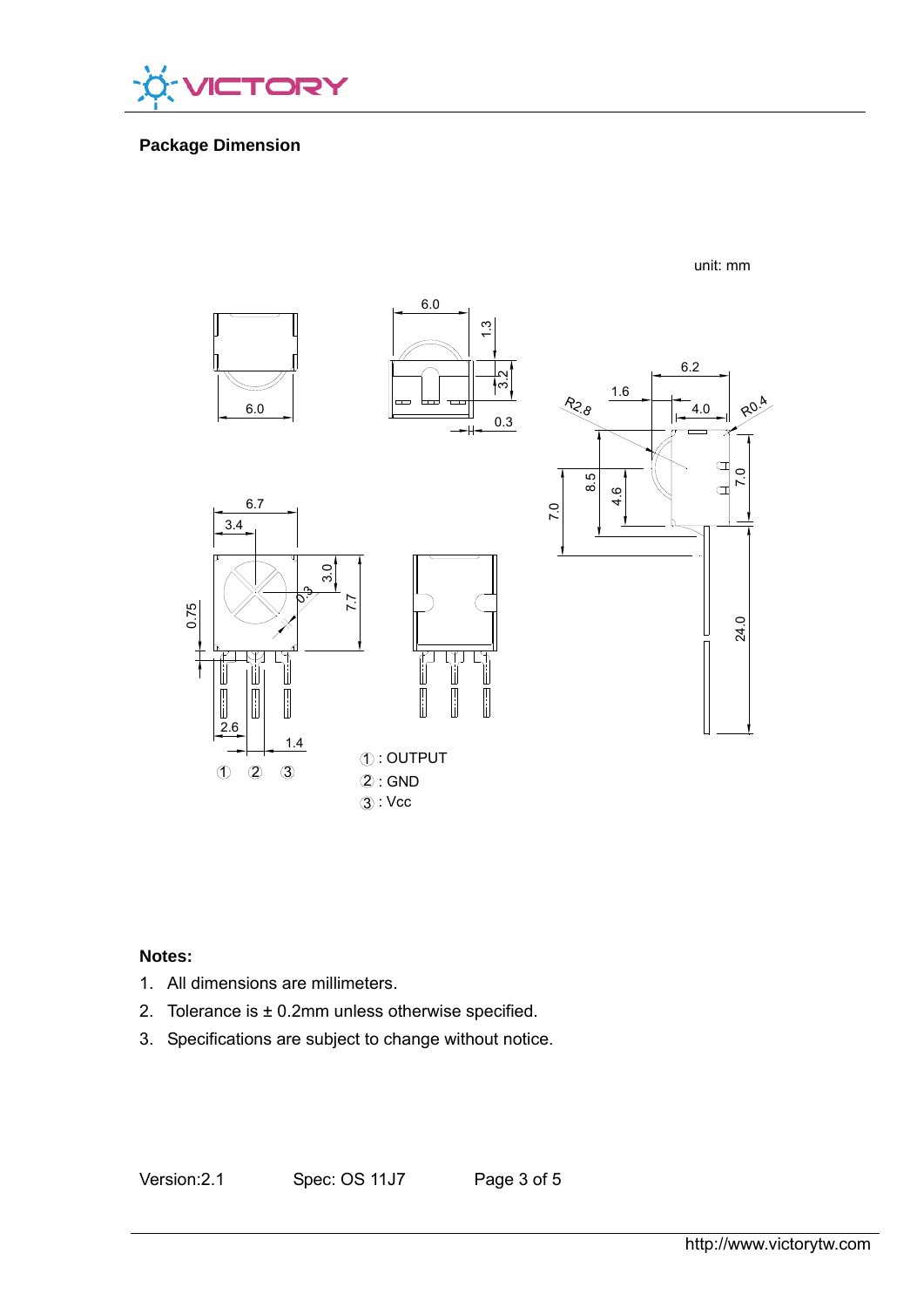## Package Dimension

unit: mm

① : OUTPUT
② : GND
③ : Vcc

**Notes:**

1. All dimensions are millimeters.
2. Tolerance is ± 0.2mm unless otherwise specified.
3. Specifications are subject to change without notice.

Version:2.1 Spec: OS 11J7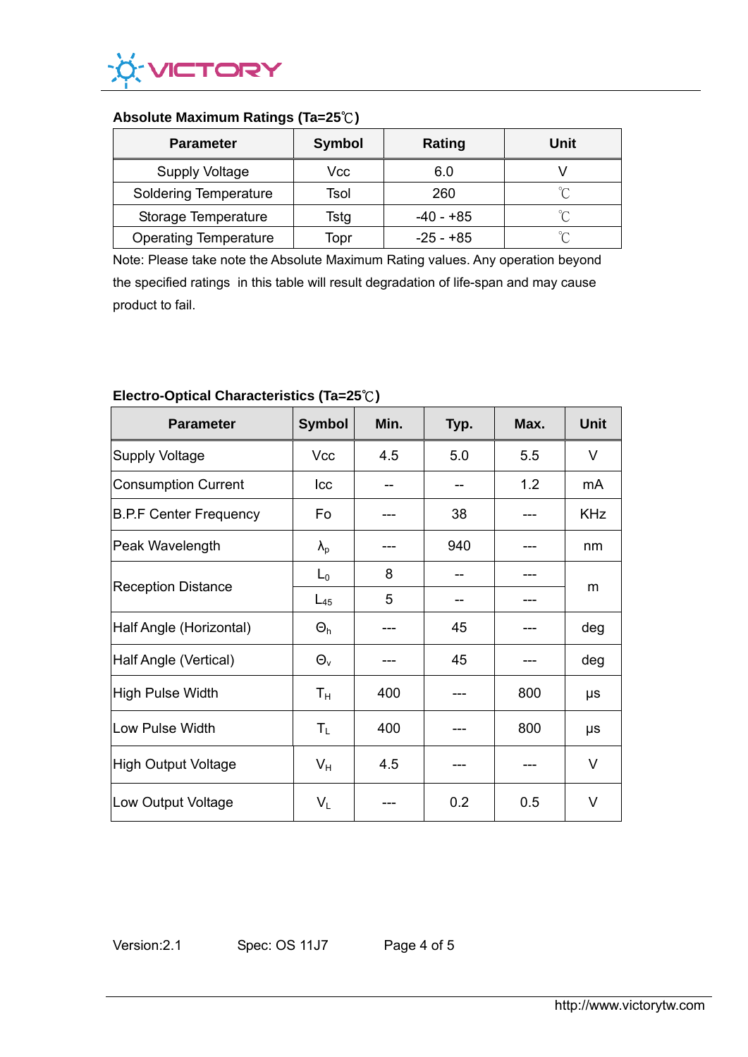### Absolute Maximum Ratings (Ta=25℃)

| Parameter | Symbol | Rating | Unit |
|---|---|---|---|
| Supply Voltage | Vcc | 6.0 | V |
| Soldering Temperature | Tsol | 260 | ℃ |
| Storage Temperature | Tstg | -40 - +85 | ℃ |
| Operating Temperature | Topr | -25 - +85 | ℃ |

Note: Please take note the Absolute Maximum Rating values. Any operation beyond the specified ratings in this table will result degradation of life-span and may cause product to fail.

### Electro-Optical Characteristics (Ta=25℃)

| Parameter | Symbol | Min. | Typ. | Max. | Unit |
|---|---|---|---|---|---|
| Supply Voltage | Vcc | 4.5 | 5.0 | 5.5 | V |
| Consumption Current | Icc | -- | -- | 1.2 | mA |
| B.P.F Center Frequency | Fo | --- | 38 | --- | KHz |
| Peak Wavelength | $\lambda_p$ | --- | 940 | --- | nm |
| Reception Distance | $L_0$ | 8 | -- | --- | m |
| | $L_{45}$ | 5 | -- | --- | |
| Half Angle (Horizontal) | $\Theta_h$ | --- | 45 | --- | deg |
| Half Angle (Vertical) | $\Theta_v$ | --- | 45 | --- | deg |
| High Pulse Width | $T_H$ | 400 | --- | 800 | μs |
| Low Pulse Width | $T_L$ | 400 | --- | 800 | μs |
| High Output Voltage | $V_H$ | 4.5 | --- | --- | V |
| Low Output Voltage | $V_L$ | --- | 0.2 | 0.5 | V |

Version:2.1 Spec: OS 11J7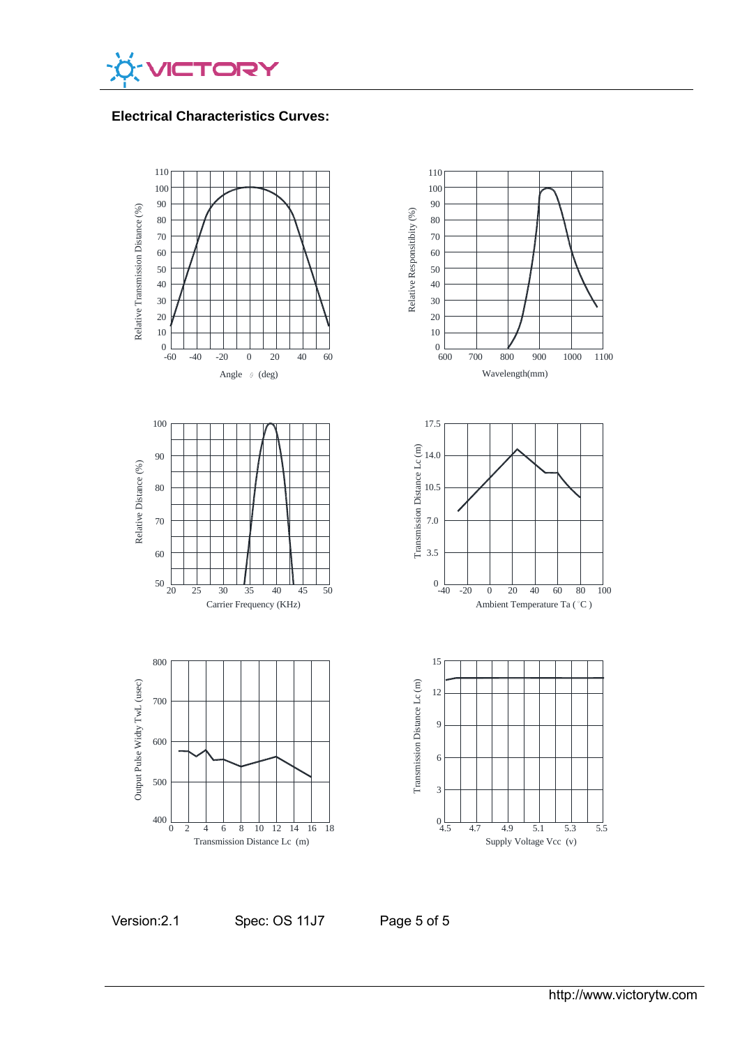## Electrical Characteristics Curves:

110
100
90
80
70
60
50
40
30
20
10
0
-60 -40 -20 0 20 40 60
Relative Transmission Distance (%)
Angle θ (deg)

110
100
90
80
70
60
50
40
30
20
10
0
600 700 800 900 1000 1100
Relative Responsitibity (%)
Wavelength(mm)

100
90
80
70
60
50
20 25 30 35 40 45 50
Relative Distance (%)
Carrier Frequency (KHz)

17.5
14.0
10.5
7.0
3.5
0
-40 -20 0 20 40 60 80 100
Transmission Distance Lc (m)
Ambient Temperature Ta (°C)

800
700
600
500
400
0 2 4 6 8 10 12 14 16 18
Output Pulse Widty TwL (usec)
Transmission Distance Lc (m)

15
12
9
6
3
0
4.5 4.7 4.9 5.1 5.3 5.5
Transmission Distance Lc (m)
Supply Voltage Vcc (v)

Version:2.1 Spec: OS 11J7